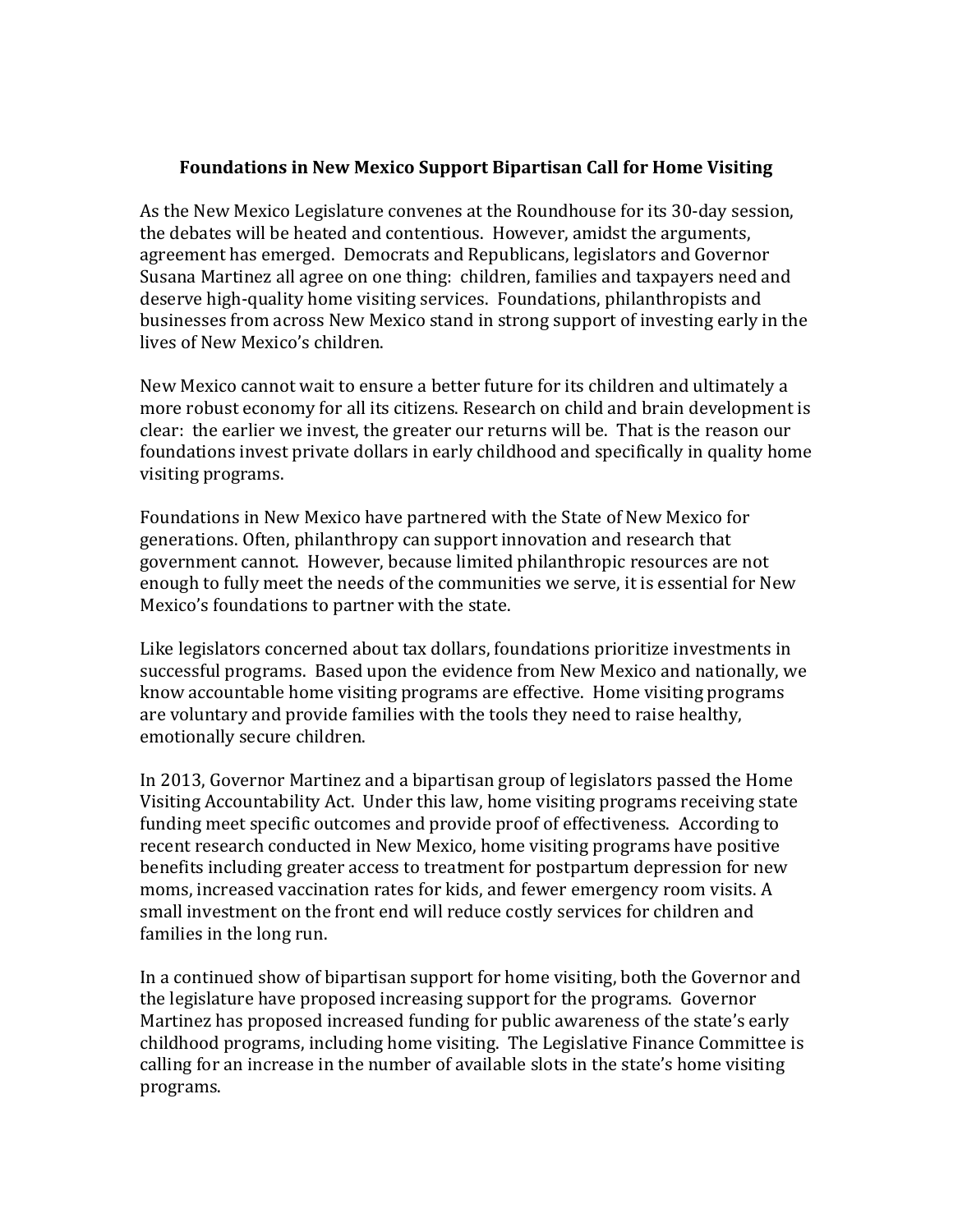# Foundations in New Mexico Support Bipartisan Call for Home Visiting

As the New Mexico Legislature convenes at the Roundhouse for its 30-day session, the debates will be heated and contentious. However, amidst the arguments, agreement has emerged. Democrats and Republicans, legislators and Governor Susana Martinez all agree on one thing: children, families and taxpayers need and deserve high-quality home visiting services. Foundations, philanthropists and businesses from across New Mexico stand in strong support of investing early in the lives of New Mexico's children.

New Mexico cannot wait to ensure a better future for its children and ultimately a more robust economy for all its citizens. Research on child and brain development is clear: the earlier we invest, the greater our returns will be. That is the reason our foundations invest private dollars in early childhood and specifically in quality home visiting programs.

Foundations in New Mexico have partnered with the State of New Mexico for generations. Often, philanthropy can support innovation and research that government cannot. However, because limited philanthropic resources are not enough to fully meet the needs of the communities we serve, it is essential for New Mexico's foundations to partner with the state.

Like legislators concerned about tax dollars, foundations prioritize investments in successful programs. Based upon the evidence from New Mexico and nationally, we know accountable home visiting programs are effective. Home visiting programs are voluntary and provide families with the tools they need to raise healthy, emotionally secure children.

In 2013, Governor Martinez and a bipartisan group of legislators passed the Home Visiting Accountability Act. Under this law, home visiting programs receiving state funding meet specific outcomes and provide proof of effectiveness. According to recent research conducted in New Mexico, home visiting programs have positive benefits including greater access to treatment for postpartum depression for new moms, increased vaccination rates for kids, and fewer emergency room visits. A small investment on the front end will reduce costly services for children and families in the long run.

In a continued show of bipartisan support for home visiting, both the Governor and the legislature have proposed increasing support for the programs. Governor Martinez has proposed increased funding for public awareness of the state's early childhood programs, including home visiting. The Legislative Finance Committee is calling for an increase in the number of available slots in the state's home visiting programs.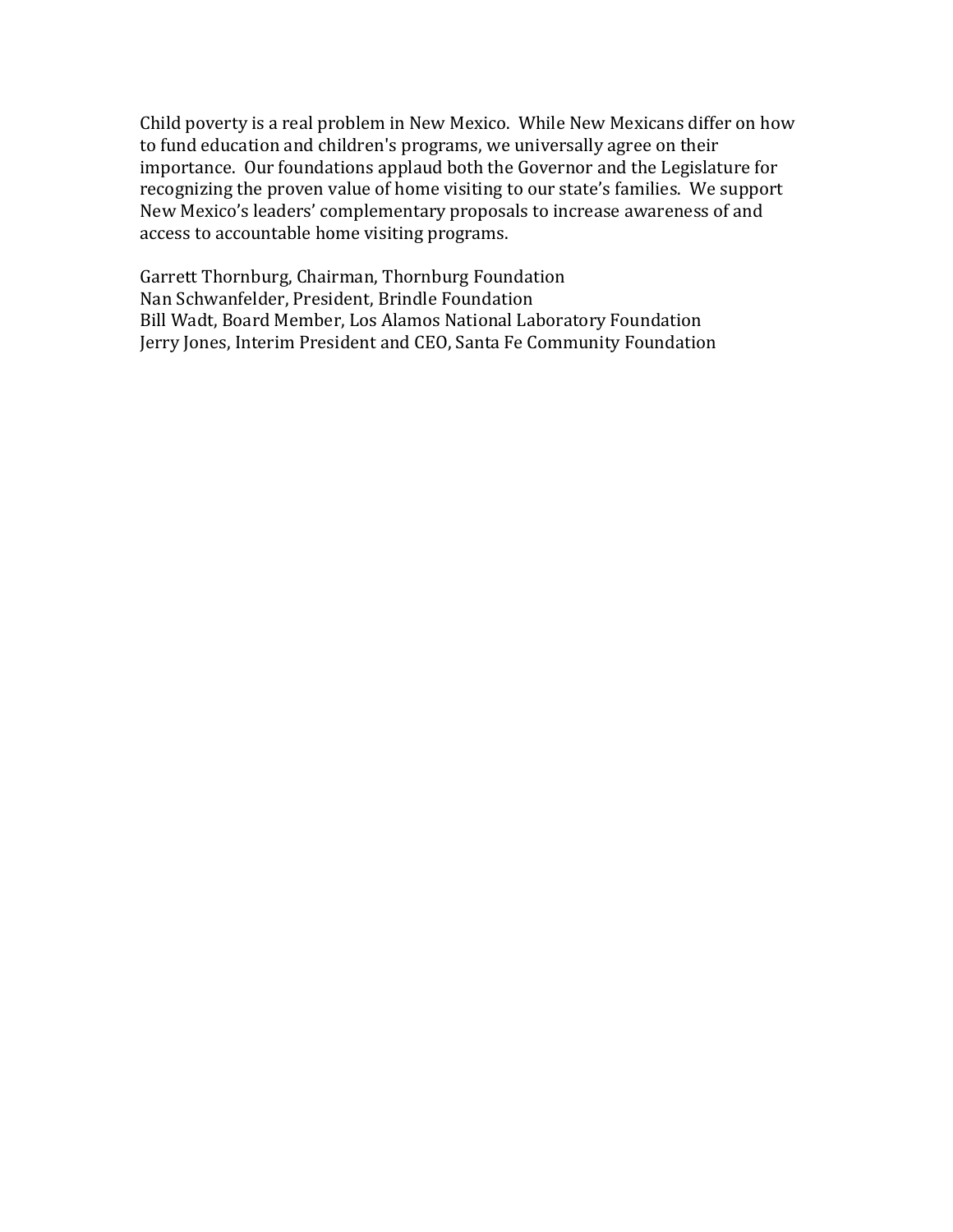Child poverty is a real problem in New Mexico. While New Mexicans differ on how to fund education and children's programs, we universally agree on their importance. Our foundations applaud both the Governor and the Legislature for recognizing the proven value of home visiting to our state's families. We support New Mexico's leaders' complementary proposals to increase awareness of and access to accountable home visiting programs.

Garrett Thornburg, Chairman, Thornburg Foundation
Nan Schwanfelder, President, Brindle Foundation
Bill Wadt, Board Member, Los Alamos National Laboratory Foundation
Jerry Jones, Interim President and CEO, Santa Fe Community Foundation